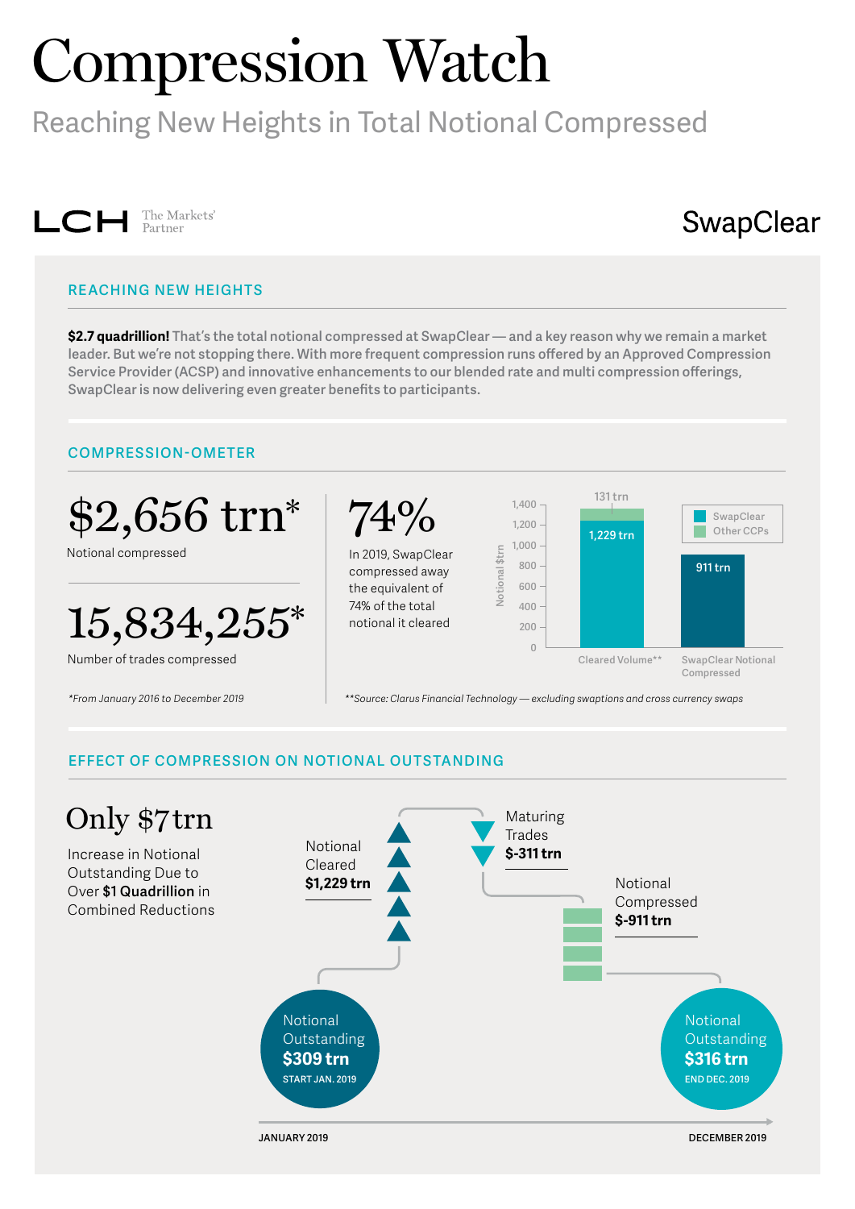# Compression Watch

Reaching New Heights in Total Notional Compressed

LCH The Markets' Partner

SwapClear

## REACHING NEW HEIGHTS

**$2.7 quadrillion!** That's the total notional compressed at SwapClear — and a key reason why we remain a market leader. But we're not stopping there. With more frequent compression runs offered by an Approved Compression Service Provider (ACSP) and innovative enhancements to our blended rate and multi compression offerings, SwapClear is now delivering even greater benefits to participants.

## COMPRESSION-OMETER

**$2,656 trn***

Notional compressed

**15,834,255***

Number of trades compressed

*From January 2016 to December 2019

**74%**

In 2019, SwapClear compressed away the equivalent of 74% of the total notional it cleared

| Notional $trn | SwapClear | Other CCPs |
|---|---|---|
| Cleared Volume** | 1,229 trn | 131 trn |
| SwapClear Notional Compressed | 911 trn | |

**Source: Clarus Financial Technology — excluding swaptions and cross currency swaps

## EFFECT OF COMPRESSION ON NOTIONAL OUTSTANDING

**Only $7 trn**

Increase in Notional Outstanding Due to Over **$1 Quadrillion** in Combined Reductions

Notional Outstanding **$309 trn** START JAN. 2019

Notional Cleared **$1,229 trn**

Maturing Trades **$-311 trn**

Notional Compressed **$-911 trn**

Notional Outstanding **$316 trn** END DEC. 2019

JANUARY 2019 — DECEMBER 2019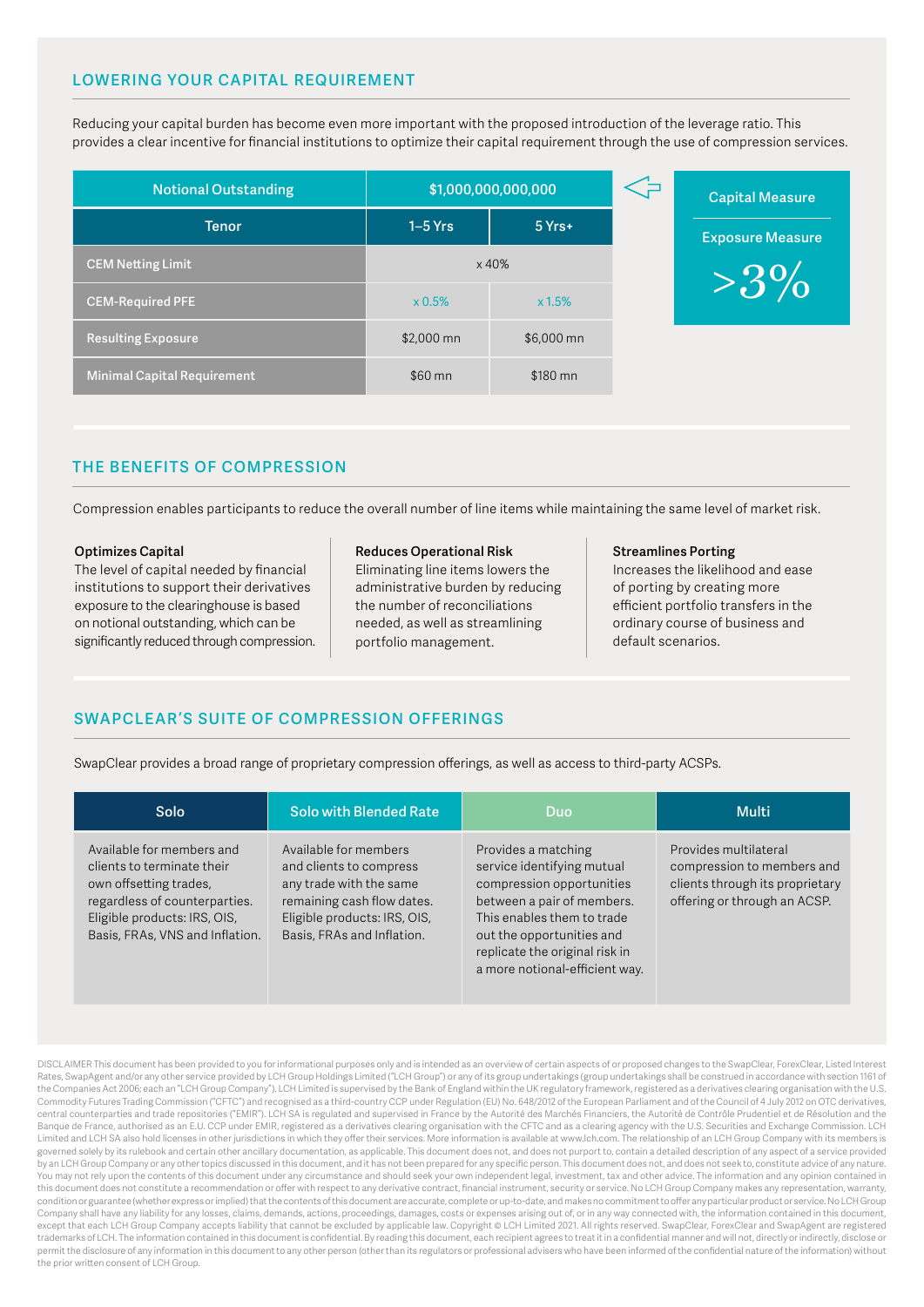## LOWERING YOUR CAPITAL REQUIREMENT

Reducing your capital burden has become even more important with the proposed introduction of the leverage ratio. This provides a clear incentive for financial institutions to optimize their capital requirement through the use of compression services.

| Notional Outstanding | $1,000,000,000,000 | |
|---|---|---|
| Tenor | 1–5 Yrs | 5 Yrs+ |
| CEM Netting Limit | x 40% | |
| CEM-Required PFE | x 0.5% | x 1.5% |
| Resulting Exposure | $2,000 mn | $6,000 mn |
| Minimal Capital Requirement | $60 mn | $180 mn |

Capital Measure / Exposure Measure >3%

## THE BENEFITS OF COMPRESSION

Compression enables participants to reduce the overall number of line items while maintaining the same level of market risk.

**Optimizes Capital**
The level of capital needed by financial institutions to support their derivatives exposure to the clearinghouse is based on notional outstanding, which can be significantly reduced through compression.

**Reduces Operational Risk**
Eliminating line items lowers the administrative burden by reducing the number of reconciliations needed, as well as streamlining portfolio management.

**Streamlines Porting**
Increases the likelihood and ease of porting by creating more efficient portfolio transfers in the ordinary course of business and default scenarios.

## SWAPCLEAR'S SUITE OF COMPRESSION OFFERINGS

SwapClear provides a broad range of proprietary compression offerings, as well as access to third-party ACSPs.

| Solo | Solo with Blended Rate | Duo | Multi |
|---|---|---|---|
| Available for members and clients to terminate their own offsetting trades, regardless of counterparties. Eligible products: IRS, OIS, Basis, FRAs, VNS and Inflation. | Available for members and clients to compress any trade with the same remaining cash flow dates. Eligible products: IRS, OIS, Basis, FRAs and Inflation. | Provides a matching service identifying mutual compression opportunities between a pair of members. This enables them to trade out the opportunities and replicate the original risk in a more notional-efficient way. | Provides multilateral compression to members and clients through its proprietary offering or through an ACSP. |

DISCLAIMER This document has been provided to you for informational purposes only and is intended as an overview of certain aspects of or proposed changes to the SwapClear, ForexClear, Listed Interest Rates, SwapAgent and/or any other service provided by LCH Group Holdings Limited ("LCH Group") or any of its group undertakings (group undertakings shall be construed in accordance with section 1161 of the Companies Act 2006; each an "LCH Group Company"). LCH Limited is supervised by the Bank of England within the UK regulatory framework, registered as a derivatives clearing organisation with the U.S. Commodity Futures Trading Commission ("CFTC") and recognised as a third-country CCP under Regulation (EU) No. 648/2012 of the European Parliament and of the Council of 4 July 2012 on OTC derivatives, central counterparties and trade repositories ("EMIR"). LCH SA is regulated and supervised in France by the Autorité des Marchés Financiers, the Autorité de Contrôle Prudentiel et de Résolution and the Banque de France, authorised as an E.U. CCP under EMIR, registered as a derivatives clearing organisation with the CFTC and as a clearing agency with the U.S. Securities and Exchange Commission. LCH Limited and LCH SA also hold licenses in other jurisdictions in which they offer their services. More information is available at www.lch.com. The relationship of an LCH Group Company with its members is governed solely by its rulebook and certain other ancillary documentation, as applicable. This document does not, and does not purport to, contain a detailed description of any aspect of a service provided by an LCH Group Company or any other topics discussed in this document, and it has not been prepared for any specific person. This document does not, and does not seek to, constitute advice of any nature. You may not rely upon the contents of this document under any circumstance and should seek your own independent legal, investment, tax and other advice. The information and any opinion contained in this document does not constitute a recommendation or offer with respect to any derivative contract, financial instrument, security or service. No LCH Group Company makes any representation, warranty, condition or guarantee (whether express or implied) that the contents of this document are accurate, complete or up-to-date, and makes no commitment to offer any particular product or service. No LCH Group Company shall have any liability for any losses, claims, demands, actions, proceedings, damages, costs or expenses arising out of, or in any way connected with, the information contained in this document, except that each LCH Group Company accepts liability that cannot be excluded by applicable law. Copyright © LCH Limited 2021. All rights reserved. SwapClear, ForexClear and SwapAgent are registered trademarks of LCH. The information contained in this document is confidential. By reading this document, each recipient agrees to treat it in a confidential manner and will not, directly or indirectly, disclose or permit the disclosure of any information in this document to any other person (other than its regulators or professional advisers who have been informed of the confidential nature of the information) without the prior written consent of LCH Group.